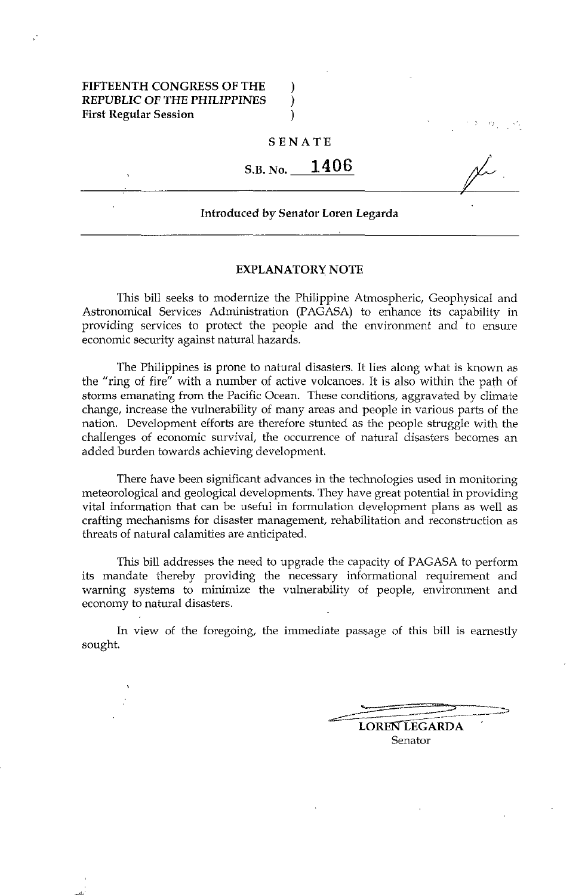FIFTEENTH CONGRESS OF THE )
REPUBLIC OF THE PHILIPPINES )
First Regular Session )

**SENATE**

**S.B. No. 1406**

**Introduced by Senator Loren Legarda**

## EXPLANATORY NOTE

This bill seeks to modernize the Philippine Atmospheric, Geophysical and Astronomical Services Administration (PAGASA) to enhance its capability in providing services to protect the people and the environment and to ensure economic security against natural hazards.

The Philippines is prone to natural disasters. It lies along what is known as the "ring of fire" with a number of active volcanoes. It is also within the path of storms emanating from the Pacific Ocean. These conditions, aggravated by climate change, increase the vulnerability of many areas and people in various parts of the nation. Development efforts are therefore stunted as the people struggle with the challenges of economic survival, the occurrence of natural disasters becomes an added burden towards achieving development.

There have been significant advances in the technologies used in monitoring meteorological and geological developments. They have great potential in providing vital information that can be useful in formulation development plans as well as crafting mechanisms for disaster management, rehabilitation and reconstruction as threats of natural calamities are anticipated.

This bill addresses the need to upgrade the capacity of PAGASA to perform its mandate thereby providing the necessary informational requirement and warning systems to minimize the vulnerability of people, environment and economy to natural disasters.

In view of the foregoing, the immediate passage of this bill is earnestly sought.

**LOREN LEGARDA**
Senator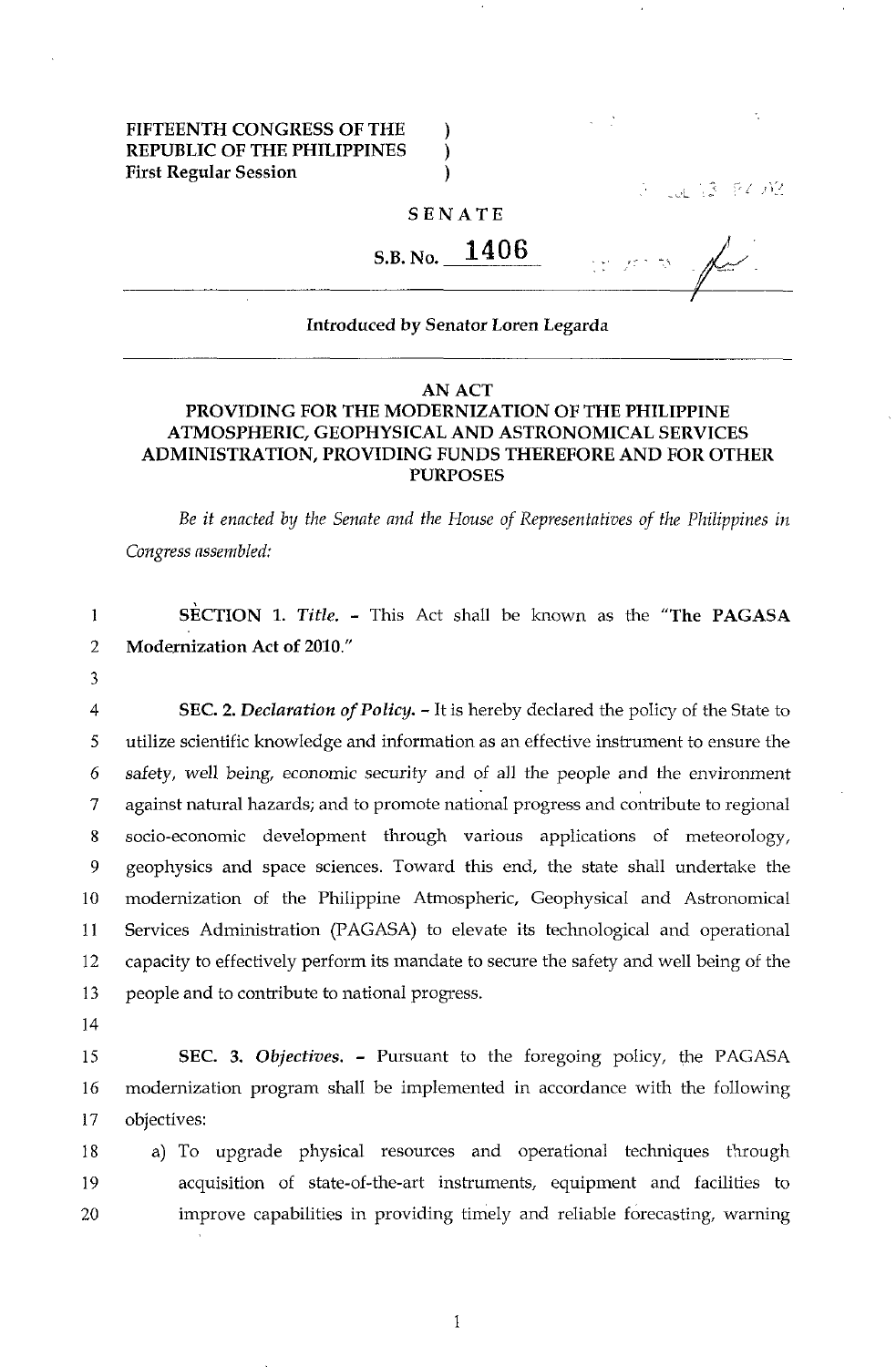FIFTEENTH CONGRESS OF THE REPUBLIC OF THE PHILIPPINES
First Regular Session

SENATE

S.B. No. 1406

Introduced by Senator Loren Legarda

# AN ACT
## PROVIDING FOR THE MODERNIZATION OF THE PHILIPPINE ATMOSPHERIC, GEOPHYSICAL AND ASTRONOMICAL SERVICES ADMINISTRATION, PROVIDING FUNDS THEREFORE AND FOR OTHER PURPOSES

*Be it enacted by the Senate and the House of Representatives of the Philippines in Congress assembled:*

**SECTION 1.** *Title.* - This Act shall be known as the "**The PAGASA Modernization Act of 2010.**"

**SEC. 2.** *Declaration of Policy.* - It is hereby declared the policy of the State to utilize scientific knowledge and information as an effective instrument to ensure the safety, well being, economic security and of all the people and the environment against natural hazards; and to promote national progress and contribute to regional socio-economic development through various applications of meteorology, geophysics and space sciences. Toward this end, the state shall undertake the modernization of the Philippine Atmospheric, Geophysical and Astronomical Services Administration (PAGASA) to elevate its technological and operational capacity to effectively perform its mandate to secure the safety and well being of the people and to contribute to national progress.

**SEC. 3.** *Objectives.* - Pursuant to the foregoing policy, the PAGASA modernization program shall be implemented in accordance with the following objectives:

a) To upgrade physical resources and operational techniques through acquisition of state-of-the-art instruments, equipment and facilities to improve capabilities in providing timely and reliable forecasting, warning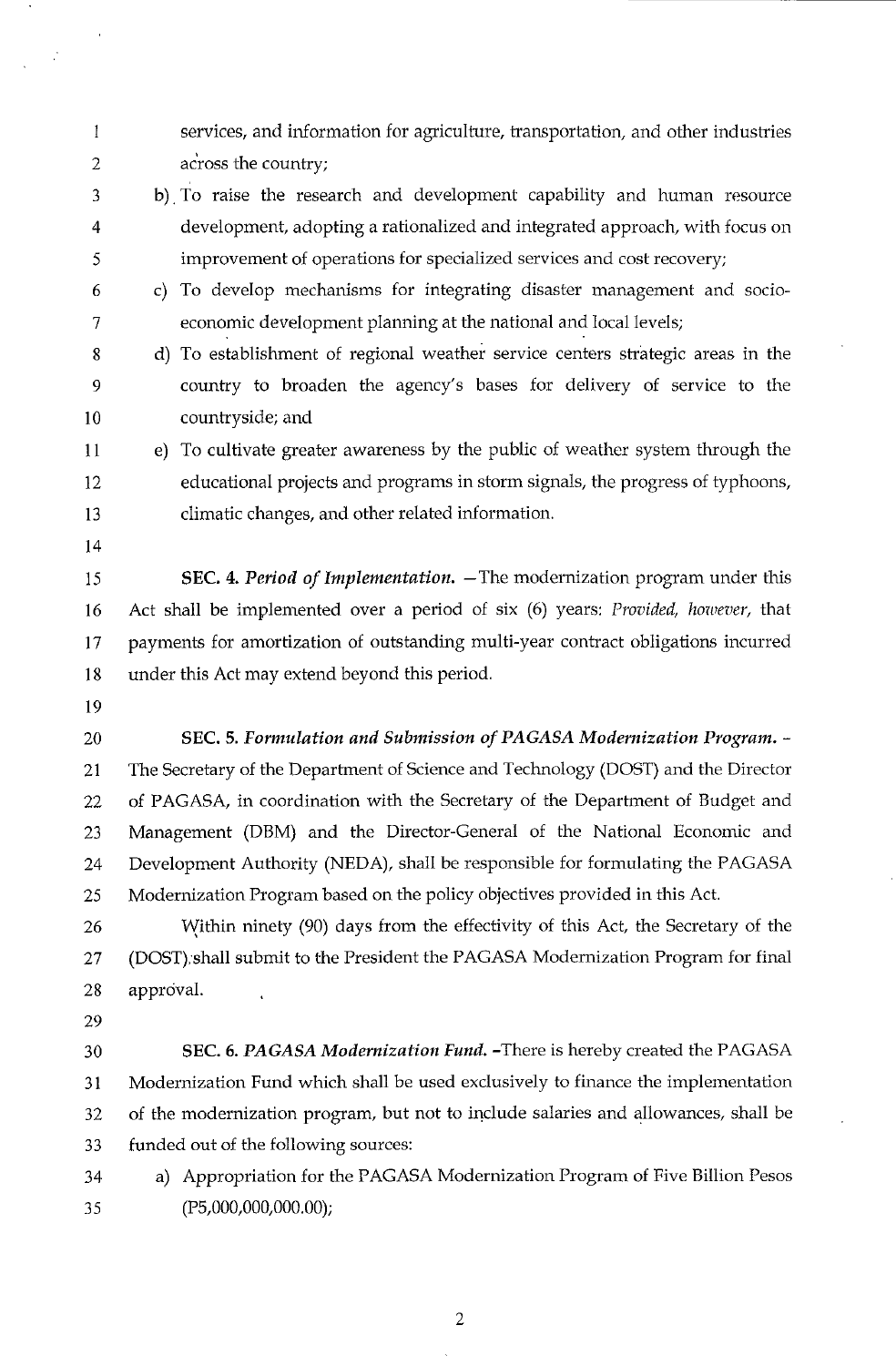services, and information for agriculture, transportation, and other industries across the country;

b) To raise the research and development capability and human resource development, adopting a rationalized and integrated approach, with focus on improvement of operations for specialized services and cost recovery;

c) To develop mechanisms for integrating disaster management and socio-economic development planning at the national and local levels;

d) To establishment of regional weather service centers strategic areas in the country to broaden the agency's bases for delivery of service to the countryside; and

e) To cultivate greater awareness by the public of weather system through the educational projects and programs in storm signals, the progress of typhoons, climatic changes, and other related information.

**SEC. 4.** ***Period of Implementation.*** —The modernization program under this Act shall be implemented over a period of six (6) years: *Provided, however,* that payments for amortization of outstanding multi-year contract obligations incurred under this Act may extend beyond this period.

**SEC. 5.** ***Formulation and Submission of PAGASA Modernization Program.*** – The Secretary of the Department of Science and Technology (DOST) and the Director of PAGASA, in coordination with the Secretary of the Department of Budget and Management (DBM) and the Director-General of the National Economic and Development Authority (NEDA), shall be responsible for formulating the PAGASA Modernization Program based on the policy objectives provided in this Act.

Within ninety (90) days from the effectivity of this Act, the Secretary of the (DOST) shall submit to the President the PAGASA Modernization Program for final approval.

**SEC. 6.** ***PAGASA Modernization Fund.*** -There is hereby created the PAGASA Modernization Fund which shall be used exclusively to finance the implementation of the modernization program, but not to include salaries and allowances, shall be funded out of the following sources:

a) Appropriation for the PAGASA Modernization Program of Five Billion Pesos (P5,000,000,000.00);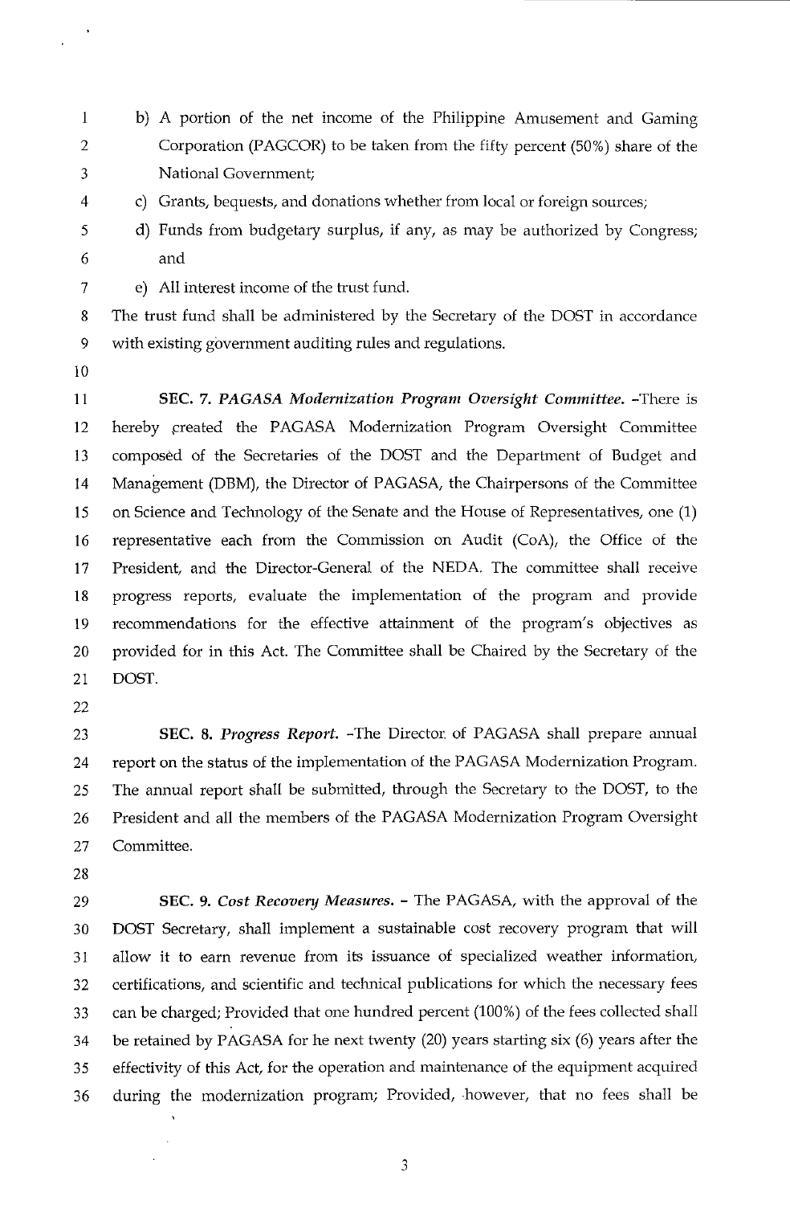b) A portion of the net income of the Philippine Amusement and Gaming Corporation (PAGCOR) to be taken from the fifty percent (50%) share of the National Government;

c) Grants, bequests, and donations whether from local or foreign sources;

d) Funds from budgetary surplus, if any, as may be authorized by Congress; and

e) All interest income of the trust fund.

The trust fund shall be administered by the Secretary of the DOST in accordance with existing government auditing rules and regulations.

**SEC. 7.** ***PAGASA Modernization Program Oversight Committee.*** -There is hereby created the PAGASA Modernization Program Oversight Committee composed of the Secretaries of the DOST and the Department of Budget and Management (DBM), the Director of PAGASA, the Chairpersons of the Committee on Science and Technology of the Senate and the House of Representatives, one (1) representative each from the Commission on Audit (CoA), the Office of the President, and the Director-General of the NEDA. The committee shall receive progress reports, evaluate the implementation of the program and provide recommendations for the effective attainment of the program's objectives as provided for in this Act. The Committee shall be Chaired by the Secretary of the DOST.

**SEC. 8.** ***Progress Report.*** -The Director of PAGASA shall prepare annual report on the status of the implementation of the PAGASA Modernization Program. The annual report shall be submitted, through the Secretary to the DOST, to the President and all the members of the PAGASA Modernization Program Oversight Committee.

**SEC. 9.** ***Cost Recovery Measures.*** - The PAGASA, with the approval of the DOST Secretary, shall implement a sustainable cost recovery program that will allow it to earn revenue from its issuance of specialized weather information, certifications, and scientific and technical publications for which the necessary fees can be charged; Provided that one hundred percent (100%) of the fees collected shall be retained by PAGASA for he next twenty (20) years starting six (6) years after the effectivity of this Act, for the operation and maintenance of the equipment acquired during the modernization program; Provided, however, that no fees shall be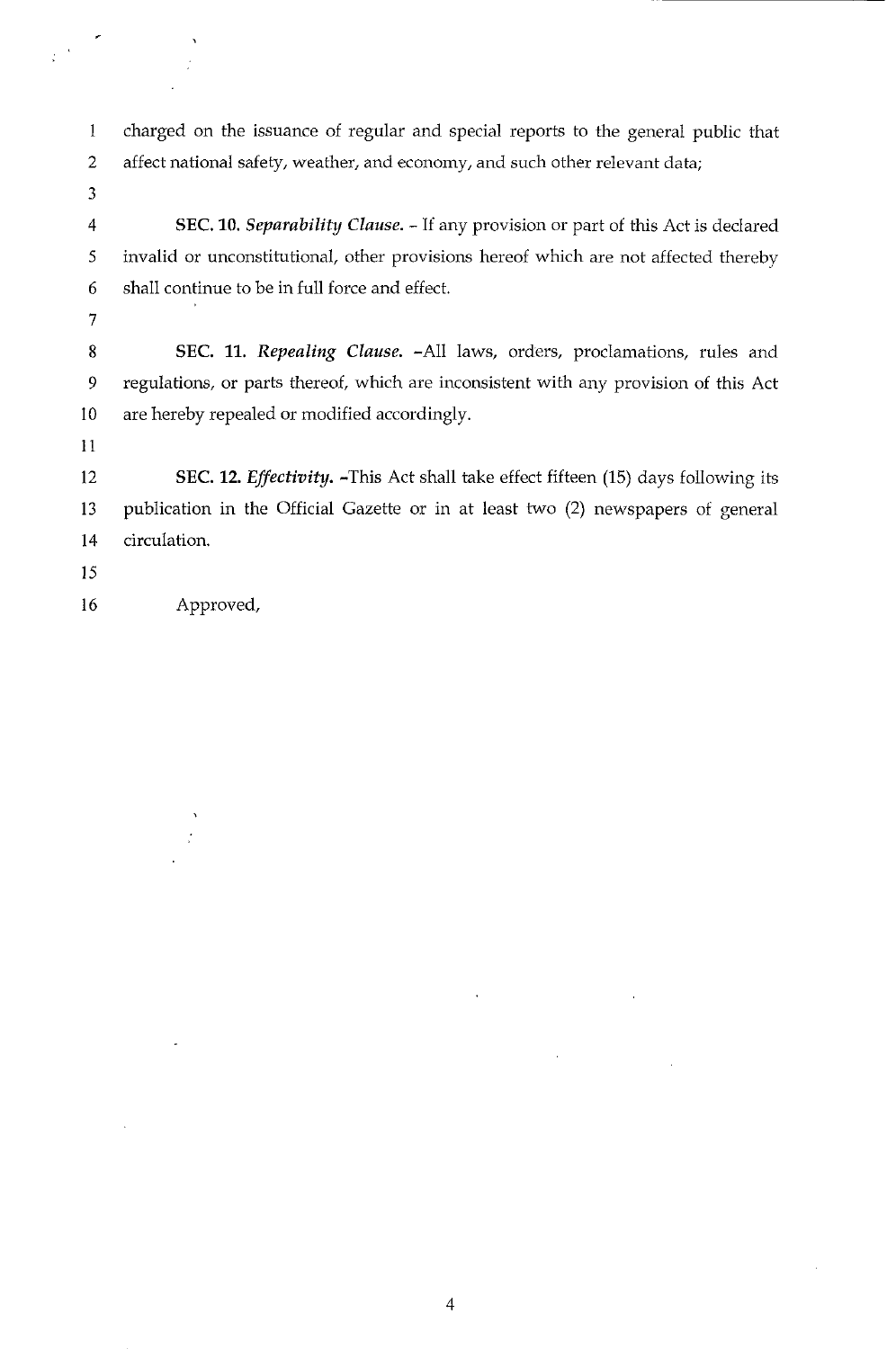charged on the issuance of regular and special reports to the general public that affect national safety, weather, and economy, and such other relevant data;

**SEC. 10.** ***Separability Clause.*** - If any provision or part of this Act is declared invalid or unconstitutional, other provisions hereof which are not affected thereby shall continue to be in full force and effect.

**SEC. 11.** ***Repealing Clause.*** -All laws, orders, proclamations, rules and regulations, or parts thereof, which are inconsistent with any provision of this Act are hereby repealed or modified accordingly.

**SEC. 12.** ***Effectivity.*** -This Act shall take effect fifteen (15) days following its publication in the Official Gazette or in at least two (2) newspapers of general circulation.

Approved,